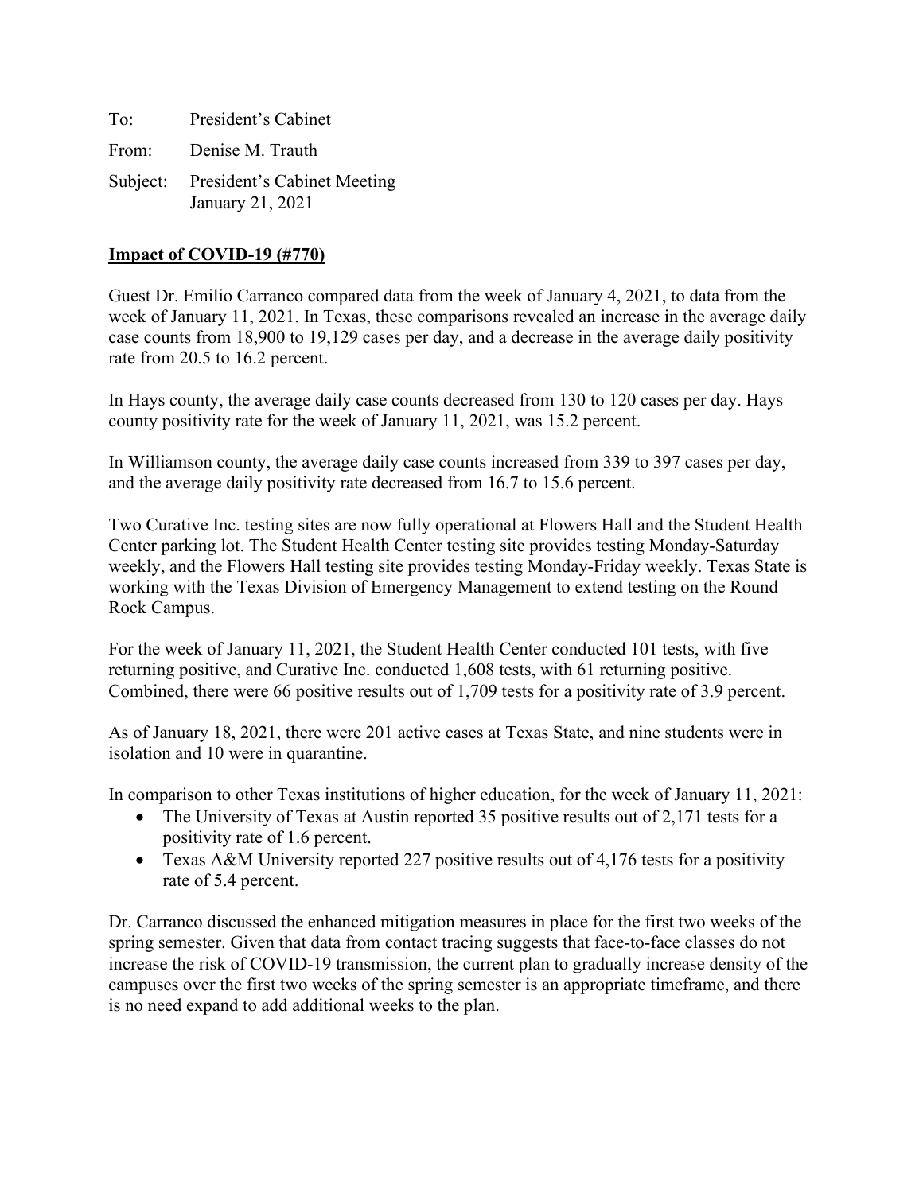To: President's Cabinet

From: Denise M. Trauth

Subject: President's Cabinet Meeting
January 21, 2021

**Impact of COVID-19 (#770)**

Guest Dr. Emilio Carranco compared data from the week of January 4, 2021, to data from the week of January 11, 2021. In Texas, these comparisons revealed an increase in the average daily case counts from 18,900 to 19,129 cases per day, and a decrease in the average daily positivity rate from 20.5 to 16.2 percent.

In Hays county, the average daily case counts decreased from 130 to 120 cases per day. Hays county positivity rate for the week of January 11, 2021, was 15.2 percent.

In Williamson county, the average daily case counts increased from 339 to 397 cases per day, and the average daily positivity rate decreased from 16.7 to 15.6 percent.

Two Curative Inc. testing sites are now fully operational at Flowers Hall and the Student Health Center parking lot. The Student Health Center testing site provides testing Monday-Saturday weekly, and the Flowers Hall testing site provides testing Monday-Friday weekly. Texas State is working with the Texas Division of Emergency Management to extend testing on the Round Rock Campus.

For the week of January 11, 2021, the Student Health Center conducted 101 tests, with five returning positive, and Curative Inc. conducted 1,608 tests, with 61 returning positive. Combined, there were 66 positive results out of 1,709 tests for a positivity rate of 3.9 percent.

As of January 18, 2021, there were 201 active cases at Texas State, and nine students were in isolation and 10 were in quarantine.

In comparison to other Texas institutions of higher education, for the week of January 11, 2021:

- The University of Texas at Austin reported 35 positive results out of 2,171 tests for a positivity rate of 1.6 percent.
- Texas A&M University reported 227 positive results out of 4,176 tests for a positivity rate of 5.4 percent.

Dr. Carranco discussed the enhanced mitigation measures in place for the first two weeks of the spring semester. Given that data from contact tracing suggests that face-to-face classes do not increase the risk of COVID-19 transmission, the current plan to gradually increase density of the campuses over the first two weeks of the spring semester is an appropriate timeframe, and there is no need expand to add additional weeks to the plan.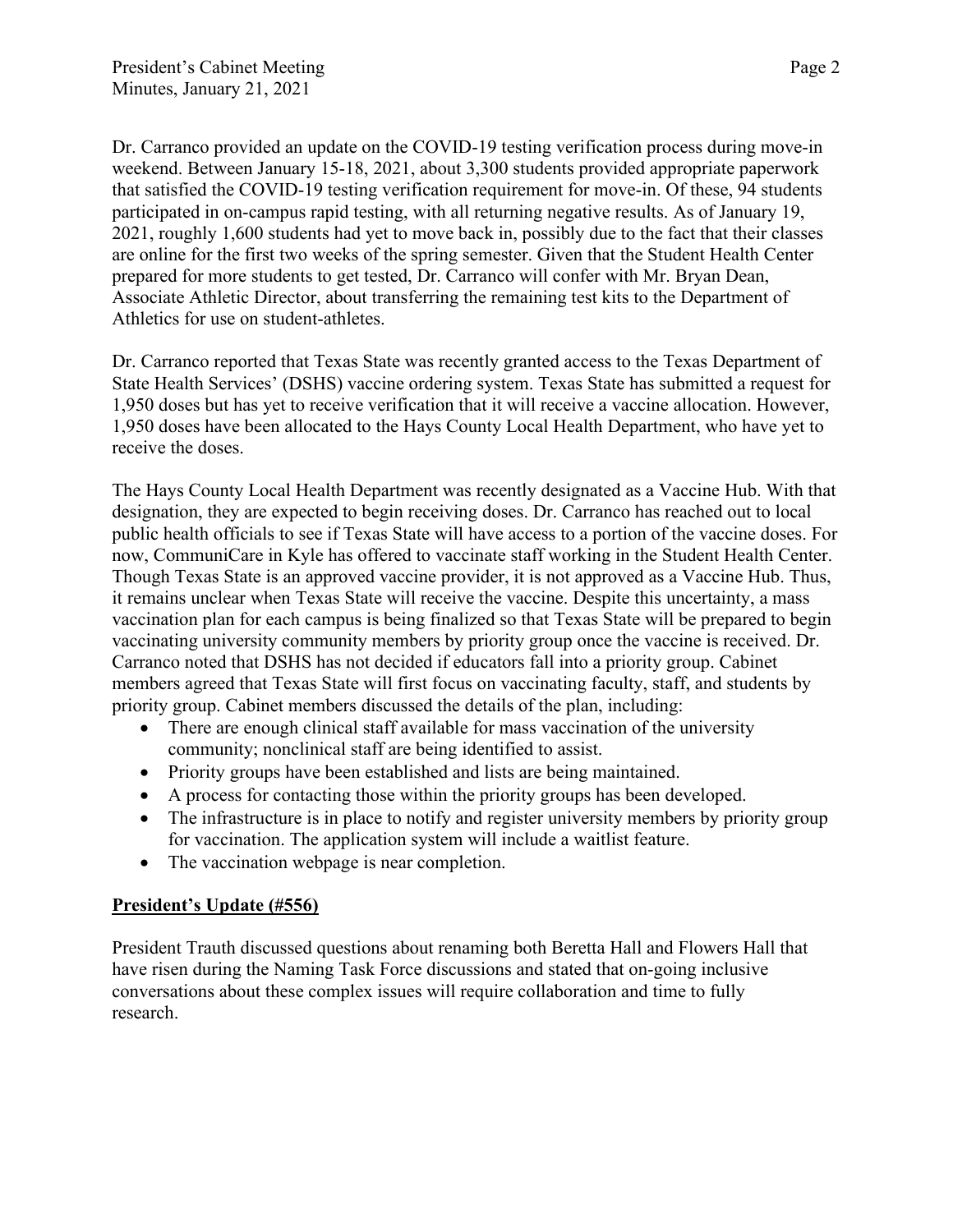Dr. Carranco provided an update on the COVID-19 testing verification process during move-in weekend. Between January 15-18, 2021, about 3,300 students provided appropriate paperwork that satisfied the COVID-19 testing verification requirement for move-in. Of these, 94 students participated in on-campus rapid testing, with all returning negative results. As of January 19, 2021, roughly 1,600 students had yet to move back in, possibly due to the fact that their classes are online for the first two weeks of the spring semester. Given that the Student Health Center prepared for more students to get tested, Dr. Carranco will confer with Mr. Bryan Dean, Associate Athletic Director, about transferring the remaining test kits to the Department of Athletics for use on student-athletes.

Dr. Carranco reported that Texas State was recently granted access to the Texas Department of State Health Services' (DSHS) vaccine ordering system. Texas State has submitted a request for 1,950 doses but has yet to receive verification that it will receive a vaccine allocation. However, 1,950 doses have been allocated to the Hays County Local Health Department, who have yet to receive the doses.

The Hays County Local Health Department was recently designated as a Vaccine Hub. With that designation, they are expected to begin receiving doses. Dr. Carranco has reached out to local public health officials to see if Texas State will have access to a portion of the vaccine doses. For now, CommuniCare in Kyle has offered to vaccinate staff working in the Student Health Center. Though Texas State is an approved vaccine provider, it is not approved as a Vaccine Hub. Thus, it remains unclear when Texas State will receive the vaccine. Despite this uncertainty, a mass vaccination plan for each campus is being finalized so that Texas State will be prepared to begin vaccinating university community members by priority group once the vaccine is received. Dr. Carranco noted that DSHS has not decided if educators fall into a priority group. Cabinet members agreed that Texas State will first focus on vaccinating faculty, staff, and students by priority group. Cabinet members discussed the details of the plan, including:

- There are enough clinical staff available for mass vaccination of the university community; nonclinical staff are being identified to assist.
- Priority groups have been established and lists are being maintained.
- A process for contacting those within the priority groups has been developed.
- The infrastructure is in place to notify and register university members by priority group for vaccination. The application system will include a waitlist feature.
- The vaccination webpage is near completion.

**<u>President's Update (#556)</u>**

President Trauth discussed questions about renaming both Beretta Hall and Flowers Hall that have risen during the Naming Task Force discussions and stated that on-going inclusive conversations about these complex issues will require collaboration and time to fully research.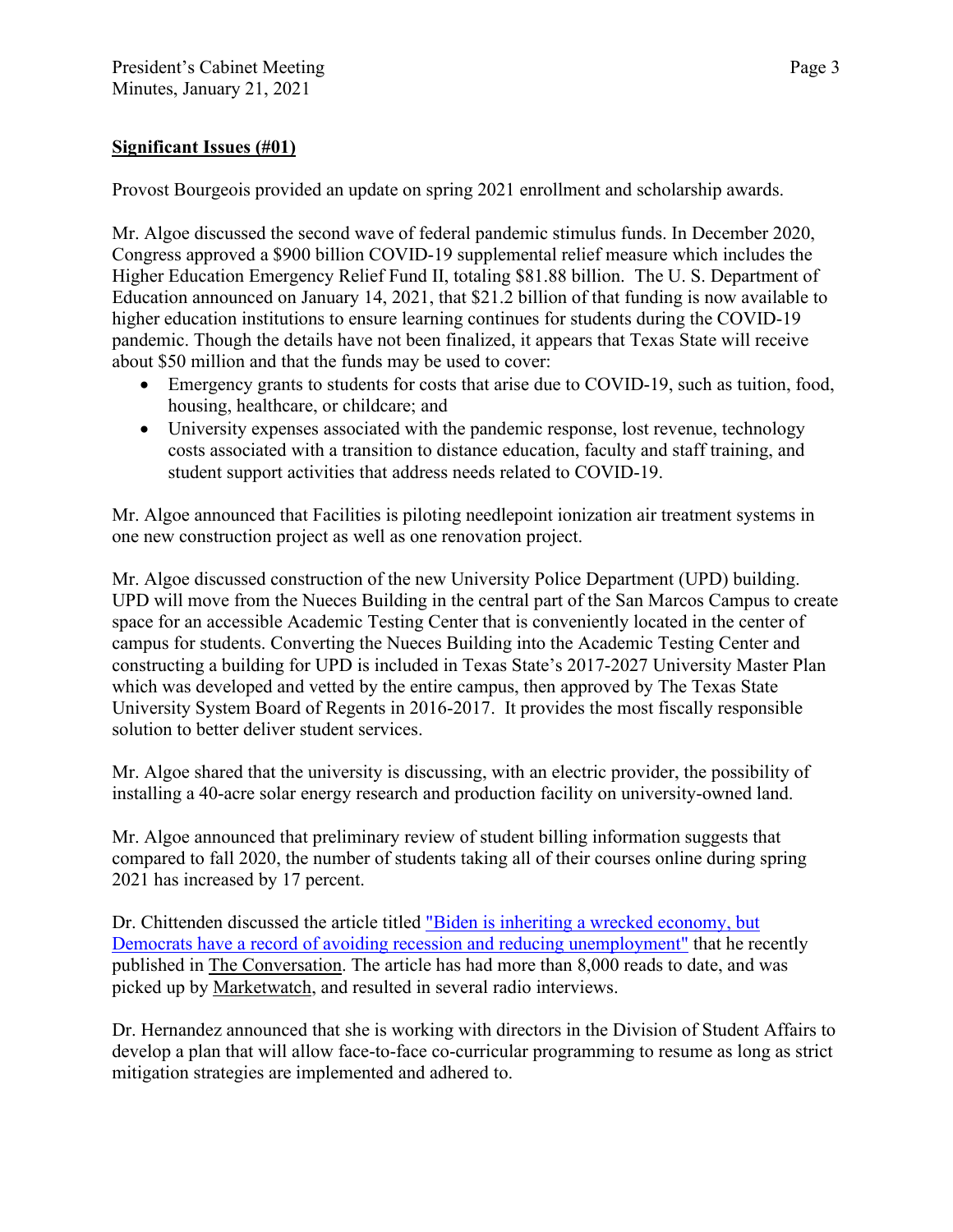## Significant Issues (#01)

Provost Bourgeois provided an update on spring 2021 enrollment and scholarship awards.

Mr. Algoe discussed the second wave of federal pandemic stimulus funds. In December 2020, Congress approved a $900 billion COVID-19 supplemental relief measure which includes the Higher Education Emergency Relief Fund II, totaling $81.88 billion. The U. S. Department of Education announced on January 14, 2021, that $21.2 billion of that funding is now available to higher education institutions to ensure learning continues for students during the COVID-19 pandemic. Though the details have not been finalized, it appears that Texas State will receive about $50 million and that the funds may be used to cover:

- Emergency grants to students for costs that arise due to COVID-19, such as tuition, food, housing, healthcare, or childcare; and
- University expenses associated with the pandemic response, lost revenue, technology costs associated with a transition to distance education, faculty and staff training, and student support activities that address needs related to COVID-19.

Mr. Algoe announced that Facilities is piloting needlepoint ionization air treatment systems in one new construction project as well as one renovation project.

Mr. Algoe discussed construction of the new University Police Department (UPD) building. UPD will move from the Nueces Building in the central part of the San Marcos Campus to create space for an accessible Academic Testing Center that is conveniently located in the center of campus for students. Converting the Nueces Building into the Academic Testing Center and constructing a building for UPD is included in Texas State's 2017-2027 University Master Plan which was developed and vetted by the entire campus, then approved by The Texas State University System Board of Regents in 2016-2017. It provides the most fiscally responsible solution to better deliver student services.

Mr. Algoe shared that the university is discussing, with an electric provider, the possibility of installing a 40-acre solar energy research and production facility on university-owned land.

Mr. Algoe announced that preliminary review of student billing information suggests that compared to fall 2020, the number of students taking all of their courses online during spring 2021 has increased by 17 percent.

Dr. Chittenden discussed the article titled "Biden is inheriting a wrecked economy, but Democrats have a record of avoiding recession and reducing unemployment" that he recently published in The Conversation. The article has had more than 8,000 reads to date, and was picked up by Marketwatch, and resulted in several radio interviews.

Dr. Hernandez announced that she is working with directors in the Division of Student Affairs to develop a plan that will allow face-to-face co-curricular programming to resume as long as strict mitigation strategies are implemented and adhered to.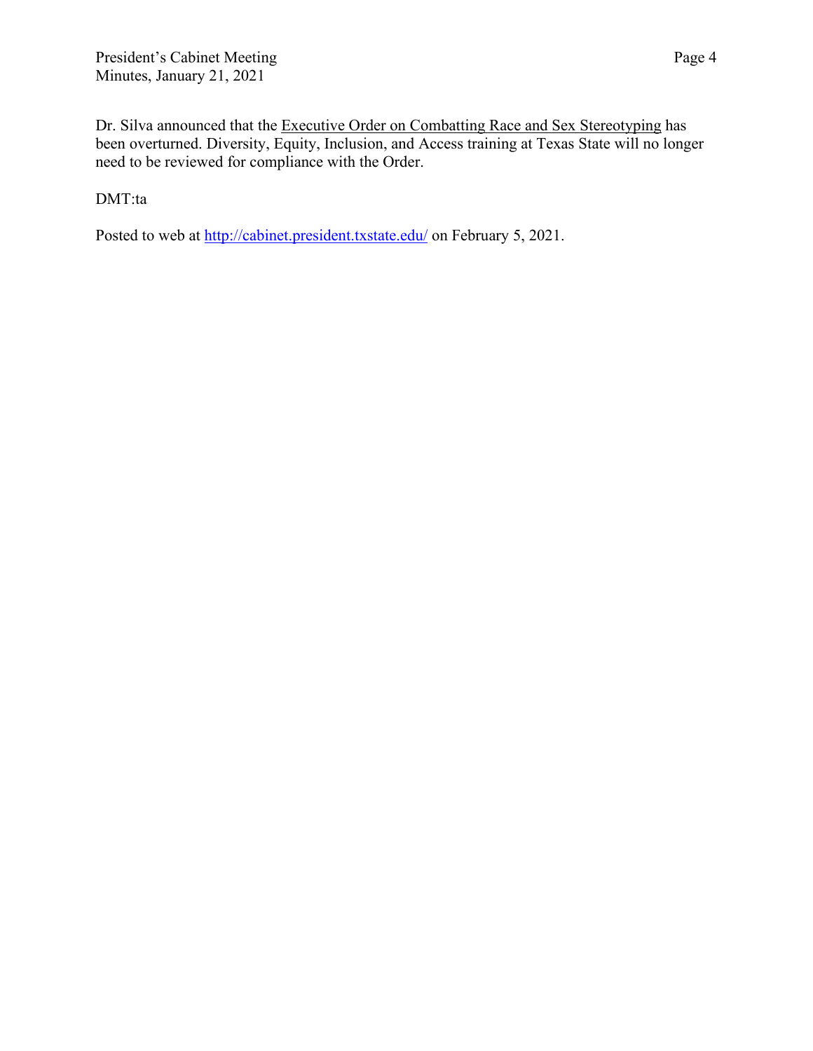Dr. Silva announced that the Executive Order on Combatting Race and Sex Stereotyping has been overturned. Diversity, Equity, Inclusion, and Access training at Texas State will no longer need to be reviewed for compliance with the Order.

DMT:ta

Posted to web at [http://cabinet.president.txstate.edu/](http://cabinet.president.txstate.edu/) on February 5, 2021.